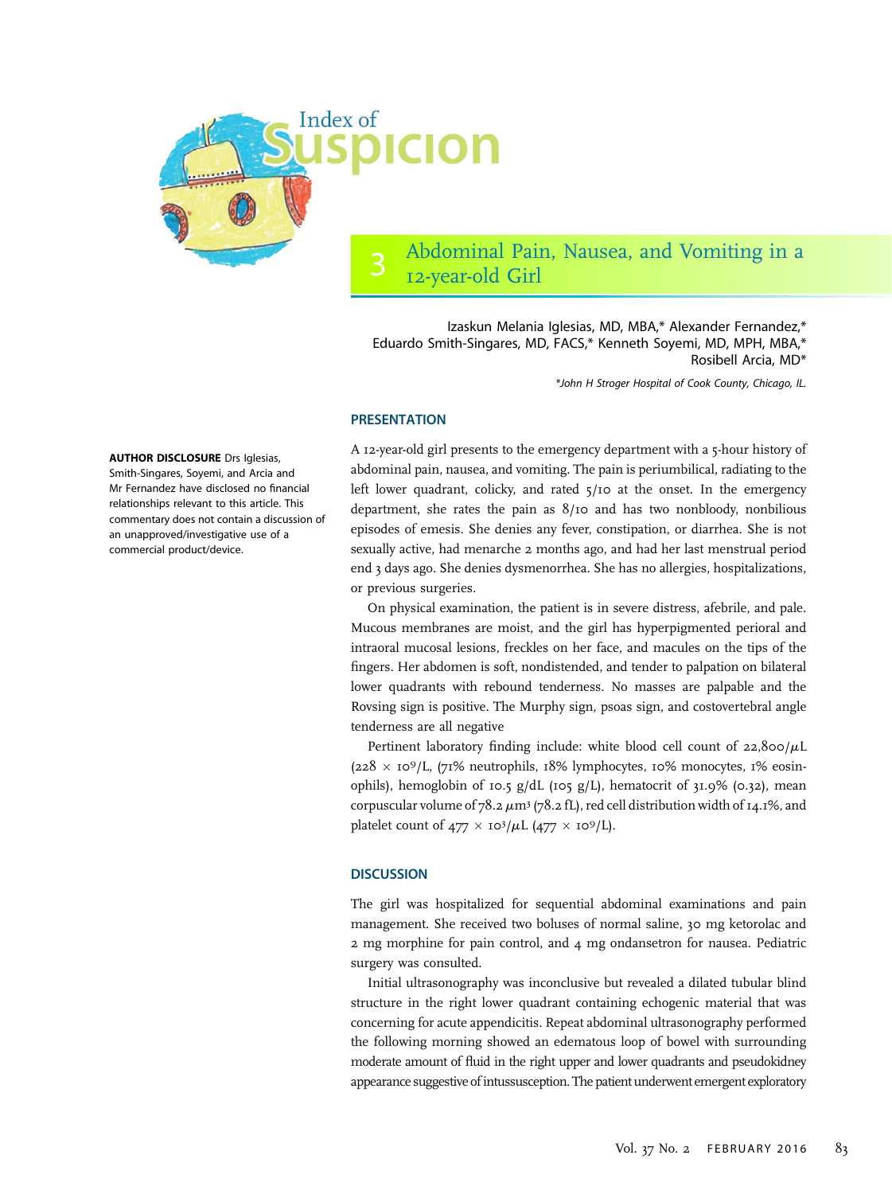# Index of Suspicion

## 3 Abdominal Pain, Nausea, and Vomiting in a 12-year-old Girl

Izaskun Melania Iglesias, MD, MBA,* Alexander Fernandez,* Eduardo Smith-Singares, MD, FACS,* Kenneth Soyemi, MD, MPH, MBA,* Rosibell Arcia, MD*

*John H Stroger Hospital of Cook County, Chicago, IL.

**AUTHOR DISCLOSURE** Drs Iglesias, Smith-Singares, Soyemi, and Arcia and Mr Fernandez have disclosed no financial relationships relevant to this article. This commentary does not contain a discussion of an unapproved/investigative use of a commercial product/device.

### PRESENTATION

A 12-year-old girl presents to the emergency department with a 5-hour history of abdominal pain, nausea, and vomiting. The pain is periumbilical, radiating to the left lower quadrant, colicky, and rated 5/10 at the onset. In the emergency department, she rates the pain as 8/10 and has two nonbloody, nonbilious episodes of emesis. She denies any fever, constipation, or diarrhea. She is not sexually active, had menarche 2 months ago, and had her last menstrual period end 3 days ago. She denies dysmenorrhea. She has no allergies, hospitalizations, or previous surgeries.

On physical examination, the patient is in severe distress, afebrile, and pale. Mucous membranes are moist, and the girl has hyperpigmented perioral and intraoral mucosal lesions, freckles on her face, and macules on the tips of the fingers. Her abdomen is soft, nondistended, and tender to palpation on bilateral lower quadrants with rebound tenderness. No masses are palpable and the Rovsing sign is positive. The Murphy sign, psoas sign, and costovertebral angle tenderness are all negative

Pertinent laboratory finding include: white blood cell count of 22,800/$\mu$L (228 × $10^9$/L, (71% neutrophils, 18% lymphocytes, 10% monocytes, 1% eosinophils), hemoglobin of 10.5 g/dL (105 g/L), hematocrit of 31.9% (0.32), mean corpuscular volume of 78.2 $\mu m^3$ (78.2 fL), red cell distribution width of 14.1%, and platelet count of 477 × $10^3$/$\mu$L (477 × $10^9$/L).

### DISCUSSION

The girl was hospitalized for sequential abdominal examinations and pain management. She received two boluses of normal saline, 30 mg ketorolac and 2 mg morphine for pain control, and 4 mg ondansetron for nausea. Pediatric surgery was consulted.

Initial ultrasonography was inconclusive but revealed a dilated tubular blind structure in the right lower quadrant containing echogenic material that was concerning for acute appendicitis. Repeat abdominal ultrasonography performed the following morning showed an edematous loop of bowel with surrounding moderate amount of fluid in the right upper and lower quadrants and pseudokidney appearance suggestive of intussusception. The patient underwent emergent exploratory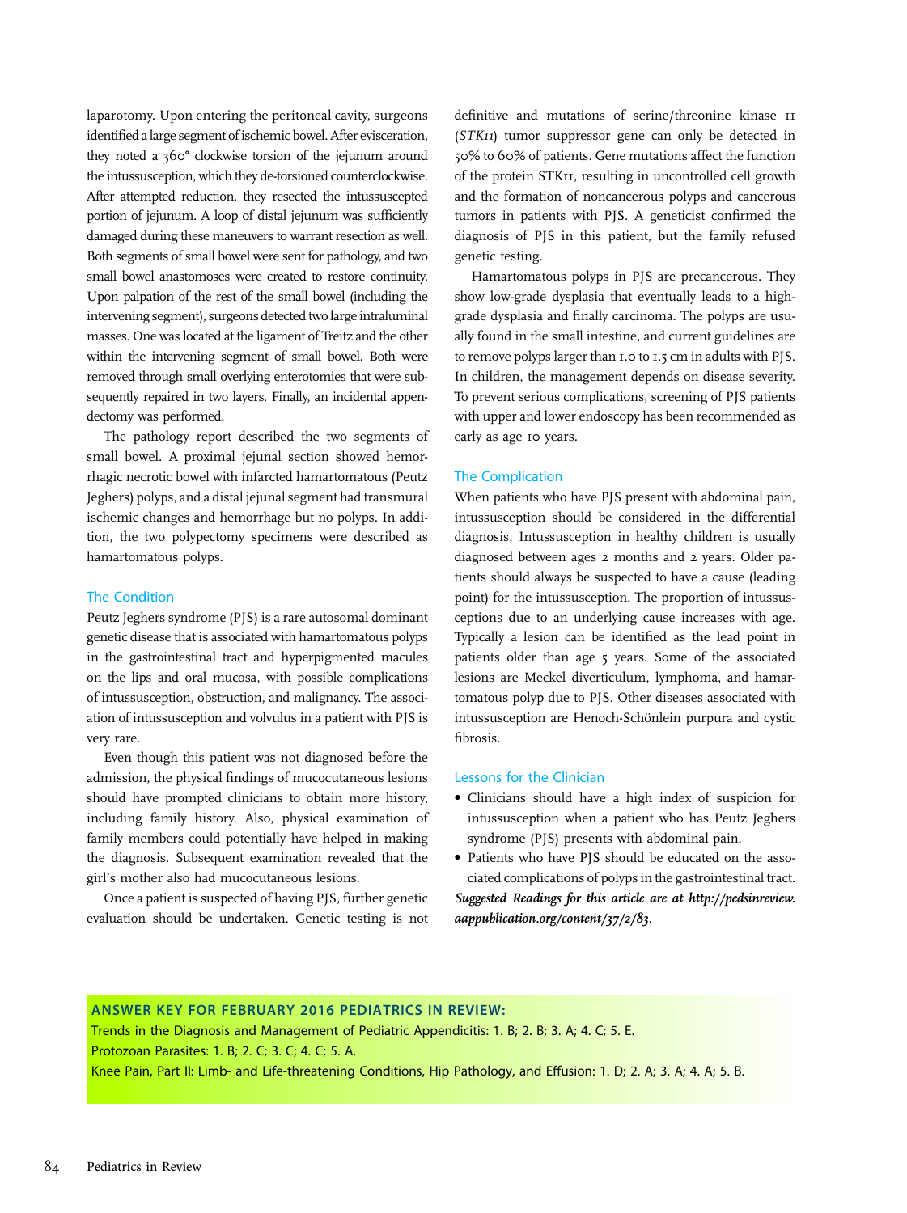laparotomy. Upon entering the peritoneal cavity, surgeons identified a large segment of ischemic bowel. After evisceration, they noted a 360° clockwise torsion of the jejunum around the intussusception, which they de-torsioned counterclockwise. After attempted reduction, they resected the intussuscepted portion of jejunum. A loop of distal jejunum was sufficiently damaged during these maneuvers to warrant resection as well. Both segments of small bowel were sent for pathology, and two small bowel anastomoses were created to restore continuity. Upon palpation of the rest of the small bowel (including the intervening segment), surgeons detected two large intraluminal masses. One was located at the ligament of Treitz and the other within the intervening segment of small bowel. Both were removed through small overlying enterotomies that were subsequently repaired in two layers. Finally, an incidental appendectomy was performed.

The pathology report described the two segments of small bowel. A proximal jejunal section showed hemorrhagic necrotic bowel with infarcted hamartomatous (Peutz Jeghers) polyps, and a distal jejunal segment had transmural ischemic changes and hemorrhage but no polyps. In addition, the two polypectomy specimens were described as hamartomatous polyps.

## The Condition

Peutz Jeghers syndrome (PJS) is a rare autosomal dominant genetic disease that is associated with hamartomatous polyps in the gastrointestinal tract and hyperpigmented macules on the lips and oral mucosa, with possible complications of intussusception, obstruction, and malignancy. The association of intussusception and volvulus in a patient with PJS is very rare.

Even though this patient was not diagnosed before the admission, the physical findings of mucocutaneous lesions should have prompted clinicians to obtain more history, including family history. Also, physical examination of family members could potentially have helped in making the diagnosis. Subsequent examination revealed that the girl's mother also had mucocutaneous lesions.

Once a patient is suspected of having PJS, further genetic evaluation should be undertaken. Genetic testing is not definitive and mutations of serine/threonine kinase 11 (*STK11*) tumor suppressor gene can only be detected in 50% to 60% of patients. Gene mutations affect the function of the protein STK11, resulting in uncontrolled cell growth and the formation of noncancerous polyps and cancerous tumors in patients with PJS. A geneticist confirmed the diagnosis of PJS in this patient, but the family refused genetic testing.

Hamartomatous polyps in PJS are precancerous. They show low-grade dysplasia that eventually leads to a high-grade dysplasia and finally carcinoma. The polyps are usually found in the small intestine, and current guidelines are to remove polyps larger than 1.0 to 1.5 cm in adults with PJS. In children, the management depends on disease severity. To prevent serious complications, screening of PJS patients with upper and lower endoscopy has been recommended as early as age 10 years.

## The Complication

When patients who have PJS present with abdominal pain, intussusception should be considered in the differential diagnosis. Intussusception in healthy children is usually diagnosed between ages 2 months and 2 years. Older patients should always be suspected to have a cause (leading point) for the intussusception. The proportion of intussusceptions due to an underlying cause increases with age. Typically a lesion can be identified as the lead point in patients older than age 5 years. Some of the associated lesions are Meckel diverticulum, lymphoma, and hamartomatous polyp due to PJS. Other diseases associated with intussusception are Henoch-Schönlein purpura and cystic fibrosis.

## Lessons for the Clinician

- Clinicians should have a high index of suspicion for intussusception when a patient who has Peutz Jeghers syndrome (PJS) presents with abdominal pain.
- Patients who have PJS should be educated on the associated complications of polyps in the gastrointestinal tract.

***Suggested Readings for this article are at http://pedsinreview.aappublication.org/content/37/2/83.***

**ANSWER KEY FOR FEBRUARY 2016 PEDIATRICS IN REVIEW:**

Trends in the Diagnosis and Management of Pediatric Appendicitis: 1. B; 2. B; 3. A; 4. C; 5. E.

Protozoan Parasites: 1. B; 2. C; 3. C; 4. C; 5. A.

Knee Pain, Part II: Limb- and Life-threatening Conditions, Hip Pathology, and Effusion: 1. D; 2. A; 3. A; 4. A; 5. B.